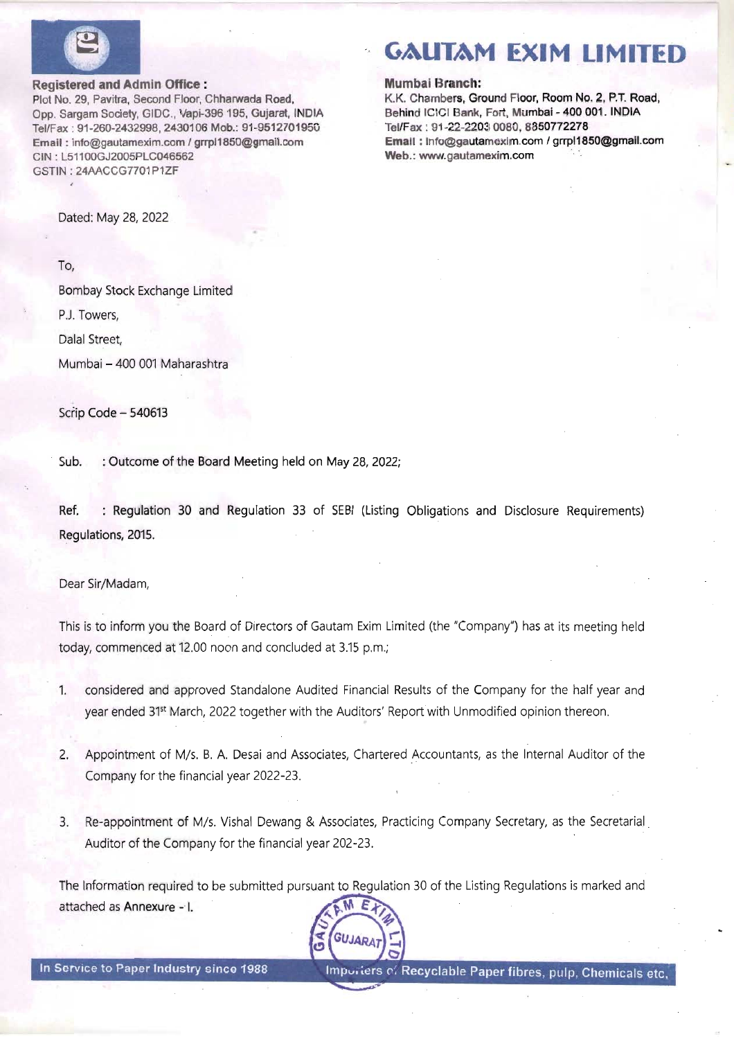# GAUTAM EXIM LIMITED

**Registered and Admin Office :**
Plot No. 29, Pavitra, Second Floor, Chharwada Road,
Opp. Sargam Society, GIDC., Vapi-396 195, Gujarat, INDIA
Tel/Fax : 91-260-2432998, 2430106 Mob.: 91-9512701950
**Email :** info@gautamexim.com / grrpl1850@gmail.com
CIN : L51100GJ2005PLC046562
GSTIN : 24AACCG7701P1ZF

**Mumbai Branch:**
K.K. Chambers, Ground Floor, Room No. 2, P.T. Road,
Behind ICICI Bank, Fort, Mumbai - 400 001. INDIA
Tel/Fax : 91-22-2203 0080, 8850772278
**Email :** info@gautamexim.com / grrpl1850@gmail.com
**Web.:** www.gautamexim.com

Dated: May 28, 2022

To,

Bombay Stock Exchange Limited

P.J. Towers,

Dalal Street,

Mumbai – 400 001 Maharashtra

Scrip Code – 540613

Sub. : Outcome of the Board Meeting held on May 28, 2022;

Ref. : Regulation 30 and Regulation 33 of SEBI (Listing Obligations and Disclosure Requirements) Regulations, 2015.

Dear Sir/Madam,

This is to inform you the Board of Directors of Gautam Exim Limited (the "Company") has at its meeting held today, commenced at 12.00 noon and concluded at 3.15 p.m.;

1. considered and approved Standalone Audited Financial Results of the Company for the half year and year ended 31st March, 2022 together with the Auditors' Report with Unmodified opinion thereon.

2. Appointment of M/s. B. A. Desai and Associates, Chartered Accountants, as the Internal Auditor of the Company for the financial year 2022-23.

3. Re-appointment of M/s. Vishal Dewang & Associates, Practicing Company Secretary, as the Secretarial Auditor of the Company for the financial year 202-23.

The Information required to be submitted pursuant to Regulation 30 of the Listing Regulations is marked and attached as Annexure - I.

In Service to Paper Industry since 1988 | Importers of Recyclable Paper fibres, pulp, Chemicals etc.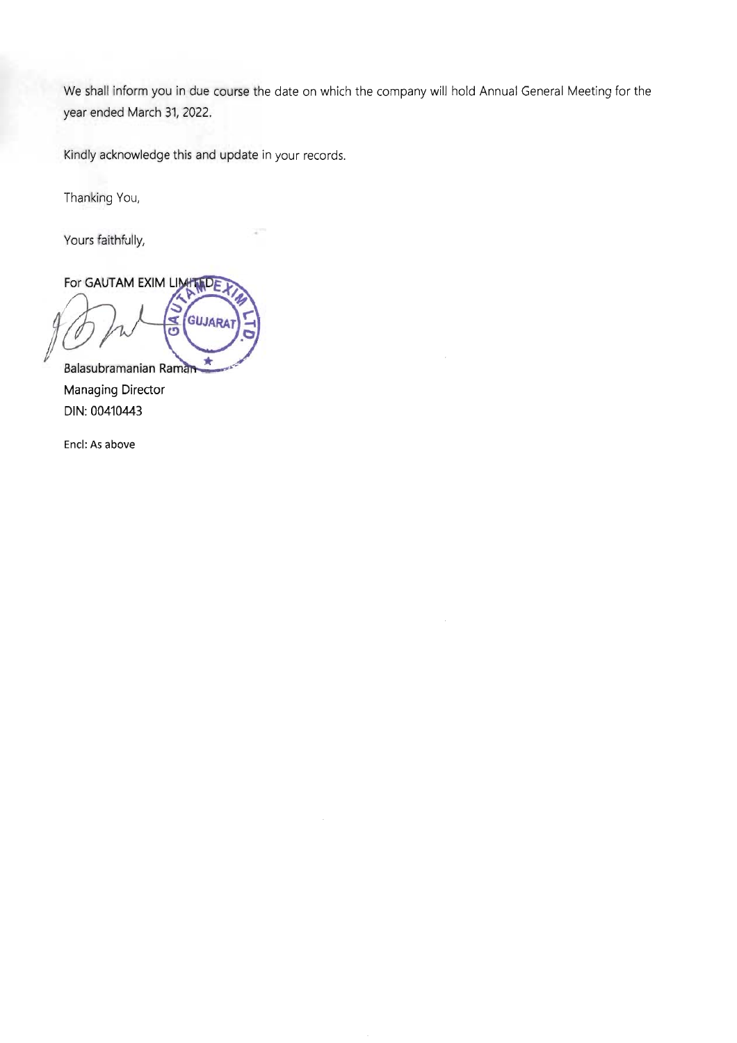We shall inform you in due course the date on which the company will hold Annual General Meeting for the year ended March 31, 2022.

Kindly acknowledge this and update in your records.

Thanking You,

Yours faithfully,

For GAUTAM EXIM LIMITED

Balasubramanian Raman
Managing Director
DIN: 00410443

Encl: As above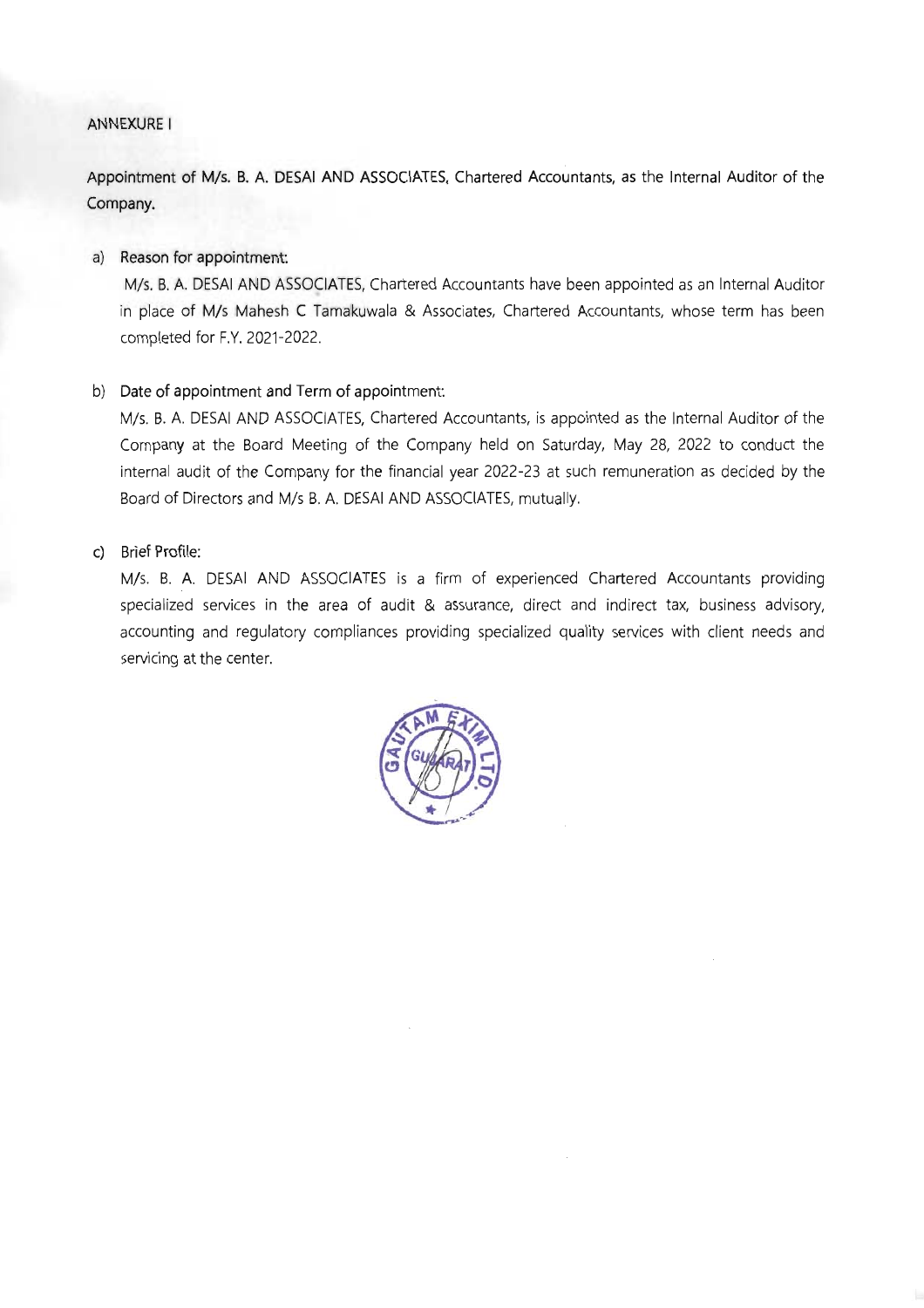ANNEXURE I

**Appointment of M/s. B. A. DESAI AND ASSOCIATES, Chartered Accountants, as the Internal Auditor of the Company.**

a) **Reason for appointment:**

M/s. B. A. DESAI AND ASSOCIATES, Chartered Accountants have been appointed as an Internal Auditor in place of M/s Mahesh C Tamakuwala & Associates, Chartered Accountants, whose term has been completed for F.Y. 2021-2022.

b) **Date of appointment and Term of appointment:**

M/s. B. A. DESAI AND ASSOCIATES, Chartered Accountants, is appointed as the Internal Auditor of the Company at the Board Meeting of the Company held on Saturday, May 28, 2022 to conduct the internal audit of the Company for the financial year 2022-23 at such remuneration as decided by the Board of Directors and M/s B. A. DESAI AND ASSOCIATES, mutually.

c) **Brief Profile:**

M/s. B. A. DESAI AND ASSOCIATES is a firm of experienced Chartered Accountants providing specialized services in the area of audit & assurance, direct and indirect tax, business advisory, accounting and regulatory compliances providing specialized quality services with client needs and servicing at the center.

GAUTAM EXIM LTD. GUJARAT